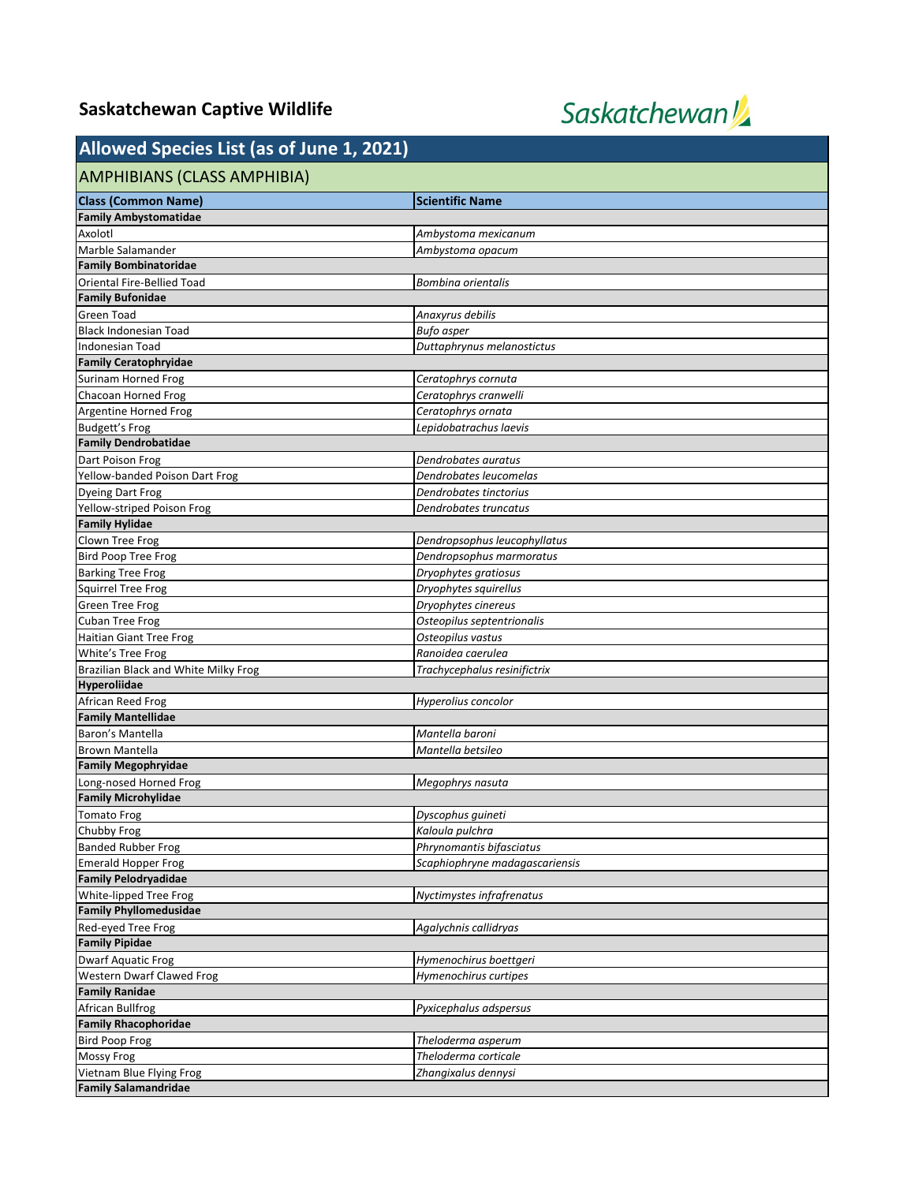# Saskatchewan Captive Wildlife

Saskatchewan

## Allowed Species List (as of June 1, 2021)

### AMPHIBIANS (CLASS AMPHIBIA)

| Class (Common Name) | Scientific Name |
|---|---|
| **Family Ambystomatidae** | |
| Axolotl | *Ambystoma mexicanum* |
| Marble Salamander | *Ambystoma opacum* |
| **Family Bombinatoridae** | |
| Oriental Fire-Bellied Toad | *Bombina orientalis* |
| **Family Bufonidae** | |
| Green Toad | *Anaxyrus debilis* |
| Black Indonesian Toad | *Bufo asper* |
| Indonesian Toad | *Duttaphrynus melanostictus* |
| **Family Ceratophryidae** | |
| Surinam Horned Frog | *Ceratophrys cornuta* |
| Chacoan Horned Frog | *Ceratophrys cranwelli* |
| Argentine Horned Frog | *Ceratophrys ornata* |
| Budgett's Frog | *Lepidobatrachus laevis* |
| **Family Dendrobatidae** | |
| Dart Poison Frog | *Dendrobates auratus* |
| Yellow-banded Poison Dart Frog | *Dendrobates leucomelas* |
| Dyeing Dart Frog | *Dendrobates tinctorius* |
| Yellow-striped Poison Frog | *Dendrobates truncatus* |
| **Family Hylidae** | |
| Clown Tree Frog | *Dendropsophus leucophyllatus* |
| Bird Poop Tree Frog | *Dendropsophus marmoratus* |
| Barking Tree Frog | *Dryophytes gratiosus* |
| Squirrel Tree Frog | *Dryophytes squirellus* |
| Green Tree Frog | *Dryophytes cinereus* |
| Cuban Tree Frog | *Osteopilus septentrionalis* |
| Haitian Giant Tree Frog | *Osteopilus vastus* |
| White's Tree Frog | *Ranoidea caerulea* |
| Brazilian Black and White Milky Frog | *Trachycephalus resinifictrix* |
| **Hyperoliidae** | |
| African Reed Frog | *Hyperolius concolor* |
| **Family Mantellidae** | |
| Baron's Mantella | *Mantella baroni* |
| Brown Mantella | *Mantella betsileo* |
| **Family Megophryidae** | |
| Long-nosed Horned Frog | *Megophrys nasuta* |
| **Family Microhylidae** | |
| Tomato Frog | *Dyscophus guineti* |
| Chubby Frog | *Kaloula pulchra* |
| Banded Rubber Frog | *Phrynomantis bifasciatus* |
| Emerald Hopper Frog | *Scaphiophryne madagascariensis* |
| **Family Pelodryadidae** | |
| White-lipped Tree Frog | *Nyctimystes infrafrenatus* |
| **Family Phyllomedusidae** | |
| Red-eyed Tree Frog | *Agalychnis callidryas* |
| **Family Pipidae** | |
| Dwarf Aquatic Frog | *Hymenochirus boettgeri* |
| Western Dwarf Clawed Frog | *Hymenochirus curtipes* |
| **Family Ranidae** | |
| African Bullfrog | *Pyxicephalus adspersus* |
| **Family Rhacophoridae** | |
| Bird Poop Frog | *Theloderma asperum* |
| Mossy Frog | *Theloderma corticale* |
| Vietnam Blue Flying Frog | *Zhangixalus dennysi* |
| **Family Salamandridae** | |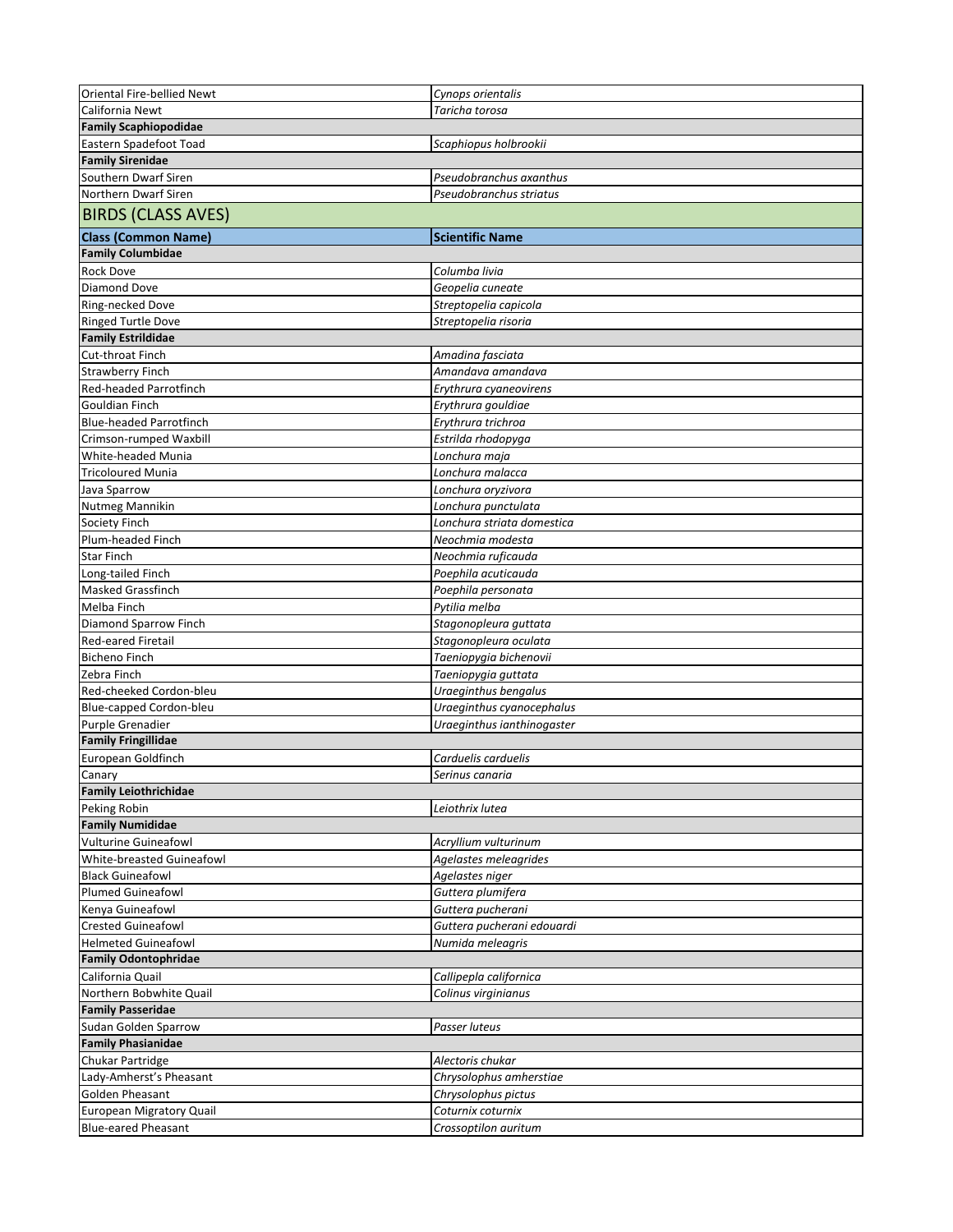| | |
|---|---|
| Oriental Fire-bellied Newt | *Cynops orientalis* |
| California Newt | *Taricha torosa* |
| **Family Scaphiopodidae** | |
| Eastern Spadefoot Toad | *Scaphiopus holbrookii* |
| **Family Sirenidae** | |
| Southern Dwarf Siren | *Pseudobranchus axanthus* |
| Northern Dwarf Siren | *Pseudobranchus striatus* |

## BIRDS (CLASS AVES)

| Class (Common Name) | Scientific Name |
|---|---|
| **Family Columbidae** | |
| Rock Dove | *Columba livia* |
| Diamond Dove | *Geopelia cuneate* |
| Ring-necked Dove | *Streptopelia capicola* |
| Ringed Turtle Dove | *Streptopelia risoria* |
| **Family Estrildidae** | |
| Cut-throat Finch | *Amadina fasciata* |
| Strawberry Finch | *Amandava amandava* |
| Red-headed Parrotfinch | *Erythrura cyaneovirens* |
| Gouldian Finch | *Erythrura gouldiae* |
| Blue-headed Parrotfinch | *Erythrura trichroa* |
| Crimson-rumped Waxbill | *Estrilda rhodopyga* |
| White-headed Munia | *Lonchura maja* |
| Tricoloured Munia | *Lonchura malacca* |
| Java Sparrow | *Lonchura oryzivora* |
| Nutmeg Mannikin | *Lonchura punctulata* |
| Society Finch | *Lonchura striata domestica* |
| Plum-headed Finch | *Neochmia modesta* |
| Star Finch | *Neochmia ruficauda* |
| Long-tailed Finch | *Poephila acuticauda* |
| Masked Grassfinch | *Poephila personata* |
| Melba Finch | *Pytilia melba* |
| Diamond Sparrow Finch | *Stagonopleura guttata* |
| Red-eared Firetail | *Stagonopleura oculata* |
| Bicheno Finch | *Taeniopygia bichenovii* |
| Zebra Finch | *Taeniopygia guttata* |
| Red-cheeked Cordon-bleu | *Uraeginthus bengalus* |
| Blue-capped Cordon-bleu | *Uraeginthus cyanocephalus* |
| Purple Grenadier | *Uraeginthus ianthinogaster* |
| **Family Fringillidae** | |
| European Goldfinch | *Carduelis carduelis* |
| Canary | *Serinus canaria* |
| **Family Leiothrichidae** | |
| Peking Robin | *Leiothrix lutea* |
| **Family Numididae** | |
| Vulturine Guineafowl | *Acryllium vulturinum* |
| White-breasted Guineafowl | *Agelastes meleagrides* |
| Black Guineafowl | *Agelastes niger* |
| Plumed Guineafowl | *Guttera plumifera* |
| Kenya Guineafowl | *Guttera pucherani* |
| Crested Guineafowl | *Guttera pucherani edouardi* |
| Helmeted Guineafowl | *Numida meleagris* |
| **Family Odontophridae** | |
| California Quail | *Callipepla californica* |
| Northern Bobwhite Quail | *Colinus virginianus* |
| **Family Passeridae** | |
| Sudan Golden Sparrow | *Passer luteus* |
| **Family Phasianidae** | |
| Chukar Partridge | *Alectoris chukar* |
| Lady-Amherst's Pheasant | *Chrysolophus amherstiae* |
| Golden Pheasant | *Chrysolophus pictus* |
| European Migratory Quail | *Coturnix coturnix* |
| Blue-eared Pheasant | *Crossoptilon auritum* |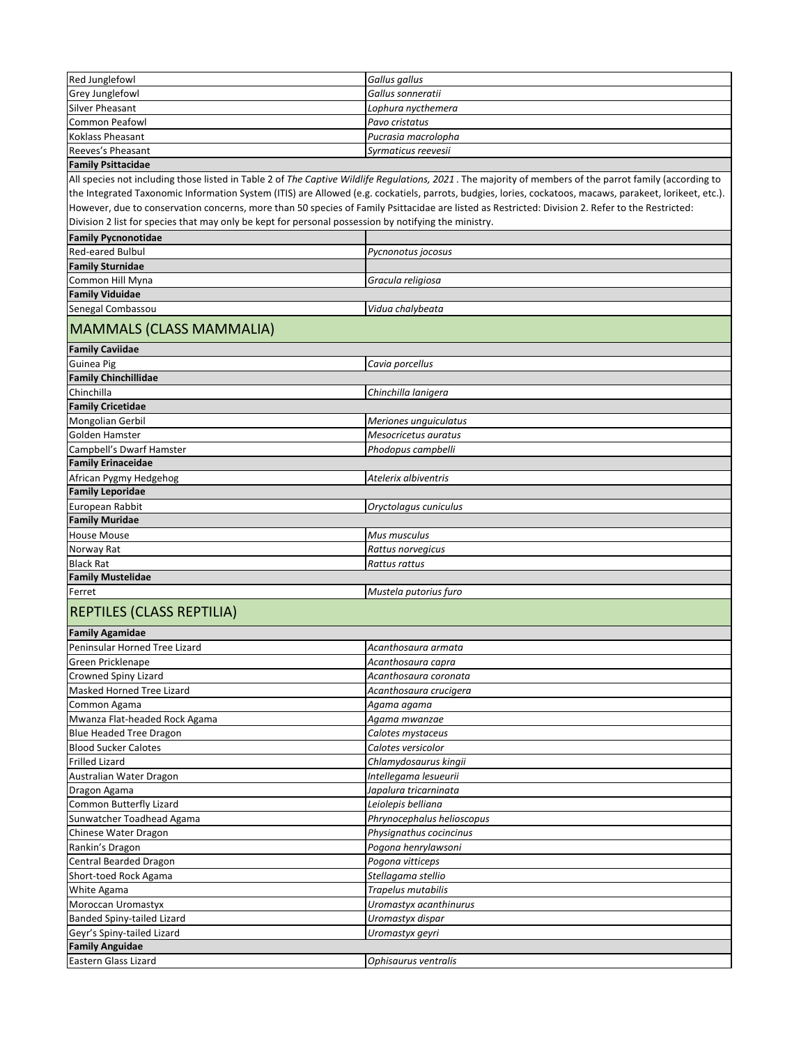| | |
|---|---|
| Red Junglefowl | *Gallus gallus* |
| Grey Junglefowl | *Gallus sonneratii* |
| Silver Pheasant | *Lophura nycthemera* |
| Common Peafowl | *Pavo cristatus* |
| Koklass Pheasant | *Pucrasia macrolopha* |
| Reeves's Pheasant | *Syrmaticus reevesii* |
| **Family Psittacidae** | |
| All species not including those listed in Table 2 of *The Captive Wildlife Regulations, 2021*. The majority of members of the parrot family (according to the Integrated Taxonomic Information System (ITIS) are Allowed (e.g. cockatiels, parrots, budgies, lories, cockatoos, macaws, parakeet, lorikeet, etc.). However, due to conservation concerns, more than 50 species of Family Psittacidae are listed as Restricted: Division 2. Refer to the Restricted: Division 2 list for species that may only be kept for personal possession by notifying the ministry. | |
| **Family Pycnonotidae** | |
| Red-eared Bulbul | *Pycnonotus jocosus* |
| **Family Sturnidae** | |
| Common Hill Myna | *Gracula religiosa* |
| **Family Viduidae** | |
| Senegal Combassou | *Vidua chalybeata* |

## MAMMALS (CLASS MAMMALIA)

| | |
|---|---|
| **Family Caviidae** | |
| Guinea Pig | *Cavia porcellus* |
| **Family Chinchillidae** | |
| Chinchilla | *Chinchilla lanigera* |
| **Family Cricetidae** | |
| Mongolian Gerbil | *Meriones unguiculatus* |
| Golden Hamster | *Mesocricetus auratus* |
| Campbell's Dwarf Hamster | *Phodopus campbelli* |
| **Family Erinaceidae** | |
| African Pygmy Hedgehog | *Atelerix albiventris* |
| **Family Leporidae** | |
| European Rabbit | *Oryctolagus cuniculus* |
| **Family Muridae** | |
| House Mouse | *Mus musculus* |
| Norway Rat | *Rattus norvegicus* |
| Black Rat | *Rattus rattus* |
| **Family Mustelidae** | |
| Ferret | *Mustela putorius furo* |

## REPTILES (CLASS REPTILIA)

| | |
|---|---|
| **Family Agamidae** | |
| Peninsular Horned Tree Lizard | *Acanthosaura armata* |
| Green Pricklenape | *Acanthosaura capra* |
| Crowned Spiny Lizard | *Acanthosaura coronata* |
| Masked Horned Tree Lizard | *Acanthosaura crucigera* |
| Common Agama | *Agama agama* |
| Mwanza Flat-headed Rock Agama | *Agama mwanzae* |
| Blue Headed Tree Dragon | *Calotes mystaceus* |
| Blood Sucker Calotes | *Calotes versicolor* |
| Frilled Lizard | *Chlamydosaurus kingii* |
| Australian Water Dragon | *Intellegama lesueurii* |
| Dragon Agama | *Japalura tricarninata* |
| Common Butterfly Lizard | *Leiolepis belliana* |
| Sunwatcher Toadhead Agama | *Phrynocephalus helioscopus* |
| Chinese Water Dragon | *Physignathus cocincinus* |
| Rankin's Dragon | *Pogona henrylawsoni* |
| Central Bearded Dragon | *Pogona vitticeps* |
| Short-toed Rock Agama | *Stellagama stellio* |
| White Agama | *Trapelus mutabilis* |
| Moroccan Uromastyx | *Uromastyx acanthinurus* |
| Banded Spiny-tailed Lizard | *Uromastyx dispar* |
| Geyr's Spiny-tailed Lizard | *Uromastyx geyri* |
| **Family Anguidae** | |
| Eastern Glass Lizard | *Ophisaurus ventralis* |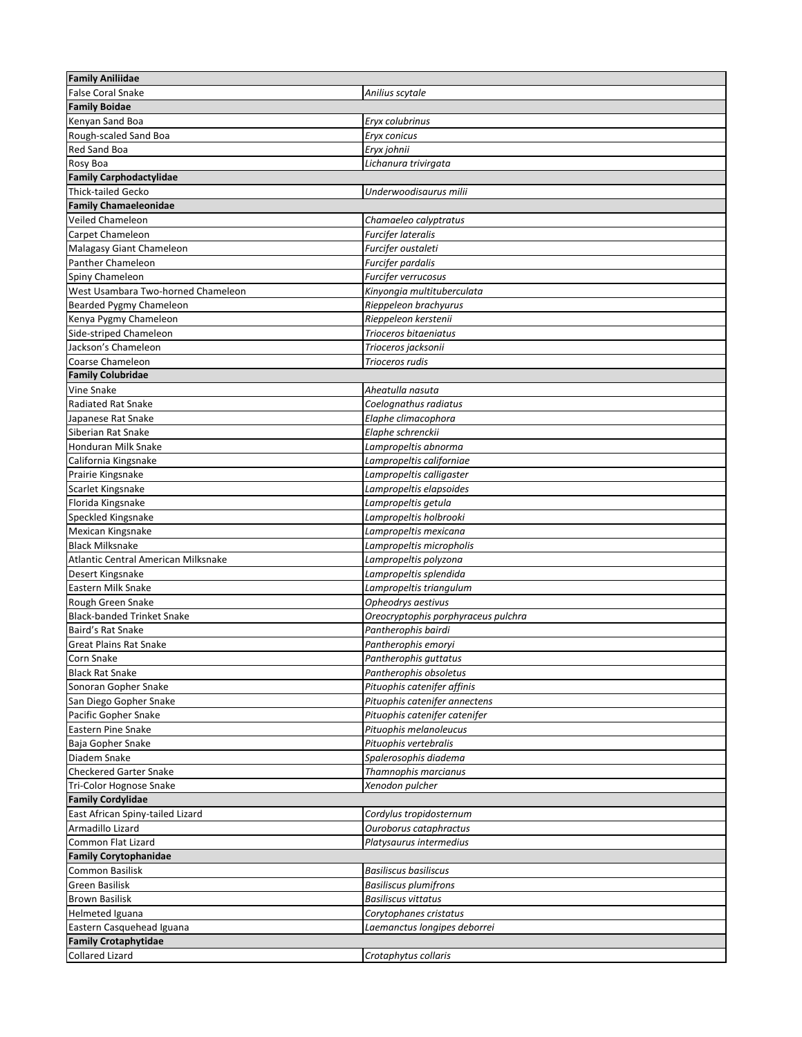| **Family Aniliidae** | |
|---|---|
| False Coral Snake | *Anilius scytale* |
| **Family Boidae** | |
| Kenyan Sand Boa | *Eryx colubrinus* |
| Rough-scaled Sand Boa | *Eryx conicus* |
| Red Sand Boa | *Eryx johnii* |
| Rosy Boa | *Lichanura trivirgata* |
| **Family Carphodactylidae** | |
| Thick-tailed Gecko | *Underwoodisaurus milii* |
| **Family Chamaeleonidae** | |
| Veiled Chameleon | *Chamaeleo calyptratus* |
| Carpet Chameleon | *Furcifer lateralis* |
| Malagasy Giant Chameleon | *Furcifer oustaleti* |
| Panther Chameleon | *Furcifer pardalis* |
| Spiny Chameleon | *Furcifer verrucosus* |
| West Usambara Two-horned Chameleon | *Kinyongia multituberculata* |
| Bearded Pygmy Chameleon | *Rieppeleon brachyurus* |
| Kenya Pygmy Chameleon | *Rieppeleon kerstenii* |
| Side-striped Chameleon | *Trioceros bitaeniatus* |
| Jackson's Chameleon | *Trioceros jacksonii* |
| Coarse Chameleon | *Trioceros rudis* |
| **Family Colubridae** | |
| Vine Snake | *Aheatulla nasuta* |
| Radiated Rat Snake | *Coelognathus radiatus* |
| Japanese Rat Snake | *Elaphe climacophora* |
| Siberian Rat Snake | *Elaphe schrenckii* |
| Honduran Milk Snake | *Lampropeltis abnorma* |
| California Kingsnake | *Lampropeltis californiae* |
| Prairie Kingsnake | *Lampropeltis calligaster* |
| Scarlet Kingsnake | *Lampropeltis elapsoides* |
| Florida Kingsnake | *Lampropeltis getula* |
| Speckled Kingsnake | *Lampropeltis holbrooki* |
| Mexican Kingsnake | *Lampropeltis mexicana* |
| Black Milksnake | *Lampropeltis micropholis* |
| Atlantic Central American Milksnake | *Lampropeltis polyzona* |
| Desert Kingsnake | *Lampropeltis splendida* |
| Eastern Milk Snake | *Lampropeltis triangulum* |
| Rough Green Snake | *Opheodrys aestivus* |
| Black-banded Trinket Snake | *Oreocryptophis porphyraceus pulchra* |
| Baird's Rat Snake | *Pantherophis bairdi* |
| Great Plains Rat Snake | *Pantherophis emoryi* |
| Corn Snake | *Pantherophis guttatus* |
| Black Rat Snake | *Pantherophis obsoletus* |
| Sonoran Gopher Snake | *Pituophis catenifer affinis* |
| San Diego Gopher Snake | *Pituophis catenifer annectens* |
| Pacific Gopher Snake | *Pituophis catenifer catenifer* |
| Eastern Pine Snake | *Pituophis melanoleucus* |
| Baja Gopher Snake | *Pituophis vertebralis* |
| Diadem Snake | *Spalerosophis diadema* |
| Checkered Garter Snake | *Thamnophis marcianus* |
| Tri-Color Hognose Snake | *Xenodon pulcher* |
| **Family Cordylidae** | |
| East African Spiny-tailed Lizard | *Cordylus tropidosternum* |
| Armadillo Lizard | *Ouroborus cataphractus* |
| Common Flat Lizard | *Platysaurus intermedius* |
| **Family Corytophanidae** | |
| Common Basilisk | *Basiliscus basiliscus* |
| Green Basilisk | *Basiliscus plumifrons* |
| Brown Basilisk | *Basiliscus vittatus* |
| Helmeted Iguana | *Corytophanes cristatus* |
| Eastern Casquehead Iguana | *Laemanctus longipes deborrei* |
| **Family Crotaphytidae** | |
| Collared Lizard | *Crotaphytus collaris* |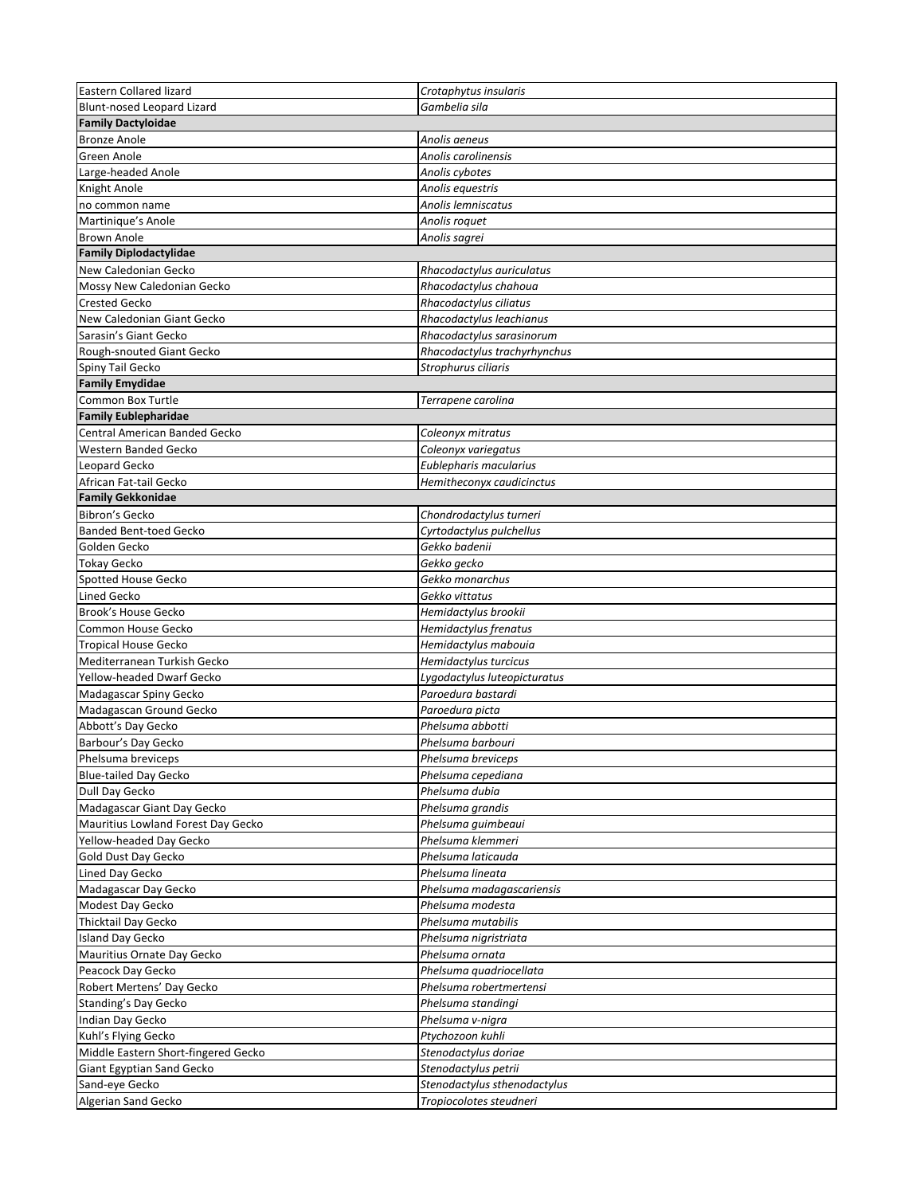| Eastern Collared lizard | *Crotaphytus insularis* |
|---|---|
| Blunt-nosed Leopard Lizard | *Gambelia sila* |
| **Family Dactyloidae** | |
| Bronze Anole | *Anolis aeneus* |
| Green Anole | *Anolis carolinensis* |
| Large-headed Anole | *Anolis cybotes* |
| Knight Anole | *Anolis equestris* |
| no common name | *Anolis lemniscatus* |
| Martinique's Anole | *Anolis roquet* |
| Brown Anole | *Anolis sagrei* |
| **Family Diplodactylidae** | |
| New Caledonian Gecko | *Rhacodactylus auriculatus* |
| Mossy New Caledonian Gecko | *Rhacodactylus chahoua* |
| Crested Gecko | *Rhacodactylus ciliatus* |
| New Caledonian Giant Gecko | *Rhacodactylus leachianus* |
| Sarasin's Giant Gecko | *Rhacodactylus sarasinorum* |
| Rough-snouted Giant Gecko | *Rhacodactylus trachyrhynchus* |
| Spiny Tail Gecko | *Strophurus ciliaris* |
| **Family Emydidae** | |
| Common Box Turtle | *Terrapene carolina* |
| **Family Eublepharidae** | |
| Central American Banded Gecko | *Coleonyx mitratus* |
| Western Banded Gecko | *Coleonyx variegatus* |
| Leopard Gecko | *Eublepharis macularius* |
| African Fat-tail Gecko | *Hemitheconyx caudicinctus* |
| **Family Gekkonidae** | |
| Bibron's Gecko | *Chondrodactylus turneri* |
| Banded Bent-toed Gecko | *Cyrtodactylus pulchellus* |
| Golden Gecko | *Gekko badenii* |
| Tokay Gecko | *Gekko gecko* |
| Spotted House Gecko | *Gekko monarchus* |
| Lined Gecko | *Gekko vittatus* |
| Brook's House Gecko | *Hemidactylus brookii* |
| Common House Gecko | *Hemidactylus frenatus* |
| Tropical House Gecko | *Hemidactylus mabouia* |
| Mediterranean Turkish Gecko | *Hemidactylus turcicus* |
| Yellow-headed Dwarf Gecko | *Lygodactylus luteopicturatus* |
| Madagascar Spiny Gecko | *Paroedura bastardi* |
| Madagascan Ground Gecko | *Paroedura picta* |
| Abbott's Day Gecko | *Phelsuma abbotti* |
| Barbour's Day Gecko | *Phelsuma barbouri* |
| Phelsuma breviceps | *Phelsuma breviceps* |
| Blue-tailed Day Gecko | *Phelsuma cepediana* |
| Dull Day Gecko | *Phelsuma dubia* |
| Madagascar Giant Day Gecko | *Phelsuma grandis* |
| Mauritius Lowland Forest Day Gecko | *Phelsuma guimbeaui* |
| Yellow-headed Day Gecko | *Phelsuma klemmeri* |
| Gold Dust Day Gecko | *Phelsuma laticauda* |
| Lined Day Gecko | *Phelsuma lineata* |
| Madagascar Day Gecko | *Phelsuma madagascariensis* |
| Modest Day Gecko | *Phelsuma modesta* |
| Thicktail Day Gecko | *Phelsuma mutabilis* |
| Island Day Gecko | *Phelsuma nigristriata* |
| Mauritius Ornate Day Gecko | *Phelsuma ornata* |
| Peacock Day Gecko | *Phelsuma quadriocellata* |
| Robert Mertens' Day Gecko | *Phelsuma robertmertensi* |
| Standing's Day Gecko | *Phelsuma standingi* |
| Indian Day Gecko | *Phelsuma v-nigra* |
| Kuhl's Flying Gecko | *Ptychozoon kuhli* |
| Middle Eastern Short-fingered Gecko | *Stenodactylus doriae* |
| Giant Egyptian Sand Gecko | *Stenodactylus petrii* |
| Sand-eye Gecko | *Stenodactylus sthenodactylus* |
| Algerian Sand Gecko | *Tropiocolotes steudneri* |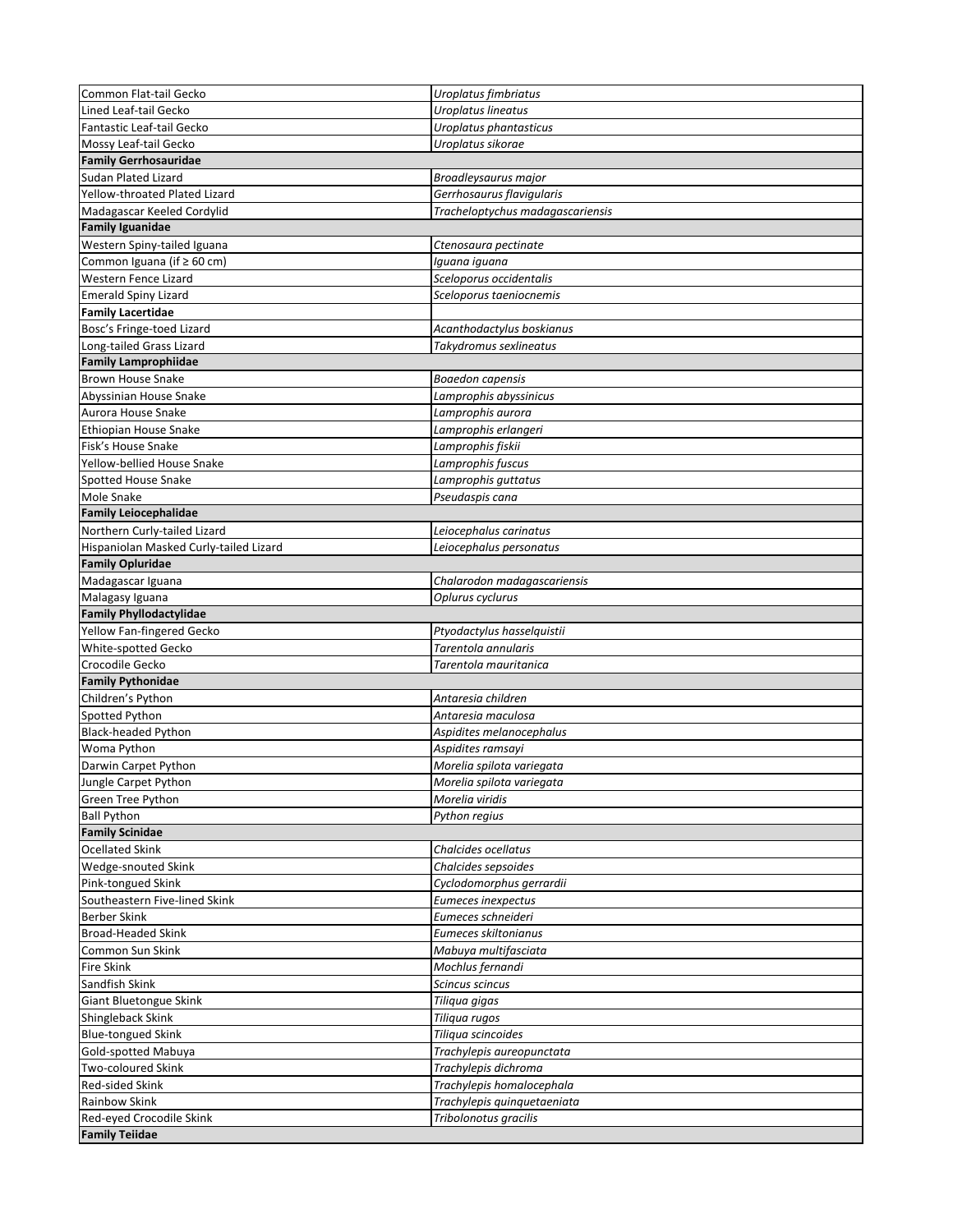| Common Flat-tail Gecko | *Uroplatus fimbriatus* |
|---|---|
| Lined Leaf-tail Gecko | *Uroplatus lineatus* |
| Fantastic Leaf-tail Gecko | *Uroplatus phantasticus* |
| Mossy Leaf-tail Gecko | *Uroplatus sikorae* |
| **Family Gerrhosauridae** | |
| Sudan Plated Lizard | *Broadleysaurus major* |
| Yellow-throated Plated Lizard | *Gerrhosaurus flavigularis* |
| Madagascar Keeled Cordylid | *Tracheloptychus madagascariensis* |
| **Family Iguanidae** | |
| Western Spiny-tailed Iguana | *Ctenosaura pectinate* |
| Common Iguana (if ≥ 60 cm) | *Iguana iguana* |
| Western Fence Lizard | *Sceloporus occidentalis* |
| Emerald Spiny Lizard | *Sceloporus taeniocnemis* |
| **Family Lacertidae** | |
| Bosc's Fringe-toed Lizard | *Acanthodactylus boskianus* |
| Long-tailed Grass Lizard | *Takydromus sexlineatus* |
| **Family Lamprophiidae** | |
| Brown House Snake | *Boaedon capensis* |
| Abyssinian House Snake | *Lamprophis abyssinicus* |
| Aurora House Snake | *Lamprophis aurora* |
| Ethiopian House Snake | *Lamprophis erlangeri* |
| Fisk's House Snake | *Lamprophis fiskii* |
| Yellow-bellied House Snake | *Lamprophis fuscus* |
| Spotted House Snake | *Lamprophis guttatus* |
| Mole Snake | *Pseudaspis cana* |
| **Family Leiocephalidae** | |
| Northern Curly-tailed Lizard | *Leiocephalus carinatus* |
| Hispaniolan Masked Curly-tailed Lizard | *Leiocephalus personatus* |
| **Family Opluridae** | |
| Madagascar Iguana | *Chalarodon madagascariensis* |
| Malagasy Iguana | *Oplurus cyclurus* |
| **Family Phyllodactylidae** | |
| Yellow Fan-fingered Gecko | *Ptyodactylus hasselquistii* |
| White-spotted Gecko | *Tarentola annularis* |
| Crocodile Gecko | *Tarentola mauritanica* |
| **Family Pythonidae** | |
| Children's Python | *Antaresia children* |
| Spotted Python | *Antaresia maculosa* |
| Black-headed Python | *Aspidites melanocephalus* |
| Woma Python | *Aspidites ramsayi* |
| Darwin Carpet Python | *Morelia spilota variegata* |
| Jungle Carpet Python | *Morelia spilota variegata* |
| Green Tree Python | *Morelia viridis* |
| Ball Python | *Python regius* |
| **Family Scinidae** | |
| Ocellated Skink | *Chalcides ocellatus* |
| Wedge-snouted Skink | *Chalcides sepsoides* |
| Pink-tongued Skink | *Cyclodomorphus gerrardii* |
| Southeastern Five-lined Skink | *Eumeces inexpectus* |
| Berber Skink | *Eumeces schneideri* |
| Broad-Headed Skink | *Eumeces skiltonianus* |
| Common Sun Skink | *Mabuya multifasciata* |
| Fire Skink | *Mochlus fernandi* |
| Sandfish Skink | *Scincus scincus* |
| Giant Bluetongue Skink | *Tiliqua gigas* |
| Shingleback Skink | *Tiliqua rugos* |
| Blue-tongued Skink | *Tiliqua scincoides* |
| Gold-spotted Mabuya | *Trachylepis aureopunctata* |
| Two-coloured Skink | *Trachylepis dichroma* |
| Red-sided Skink | *Trachylepis homalocephala* |
| Rainbow Skink | *Trachylepis quinquetaeniata* |
| Red-eyed Crocodile Skink | *Tribolonotus gracilis* |
| **Family Teiidae** | |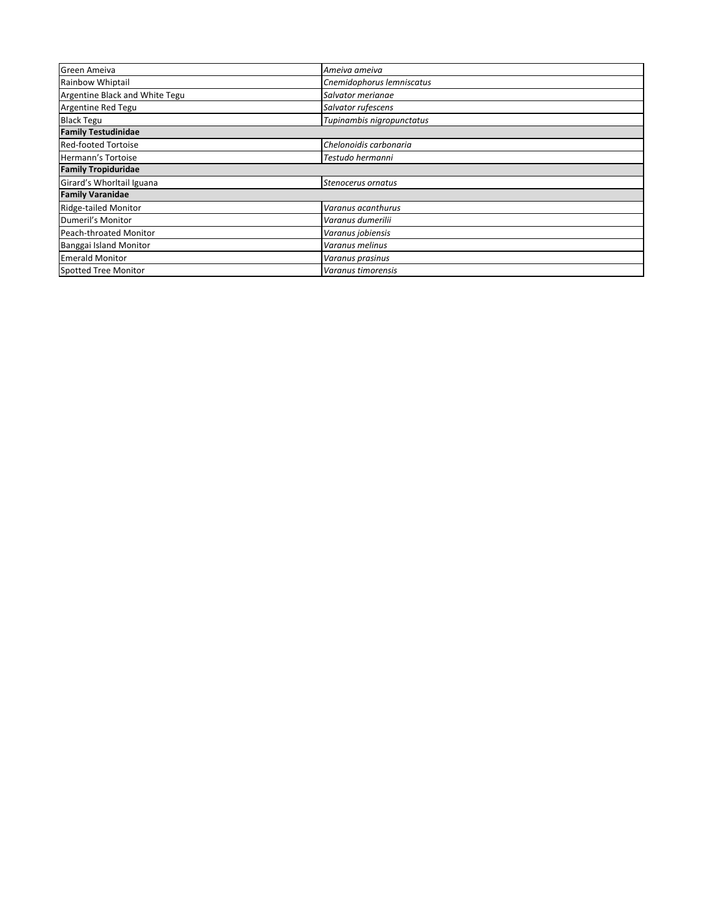| | |
|---|---|
| Green Ameiva | *Ameiva ameiva* |
| Rainbow Whiptail | *Cnemidophorus lemniscatus* |
| Argentine Black and White Tegu | *Salvator merianae* |
| Argentine Red Tegu | *Salvator rufescens* |
| Black Tegu | *Tupinambis nigropunctatus* |
| **Family Testudinidae** | |
| Red-footed Tortoise | *Chelonoidis carbonaria* |
| Hermann's Tortoise | *Testudo hermanni* |
| **Family Tropiduridae** | |
| Girard's Whorltail Iguana | *Stenocerus ornatus* |
| **Family Varanidae** | |
| Ridge-tailed Monitor | *Varanus acanthurus* |
| Dumeril's Monitor | *Varanus dumerilii* |
| Peach-throated Monitor | *Varanus jobiensis* |
| Banggai Island Monitor | *Varanus melinus* |
| Emerald Monitor | *Varanus prasinus* |
| Spotted Tree Monitor | *Varanus timorensis* |